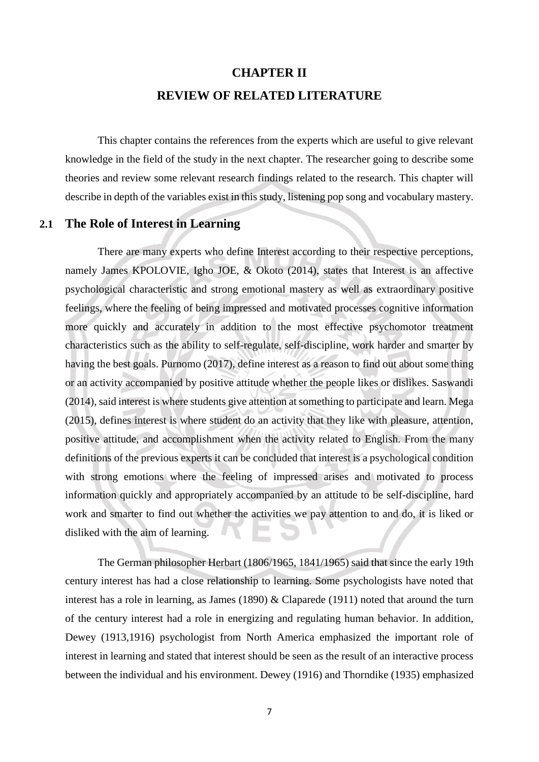# CHAPTER II

# REVIEW OF RELATED LITERATURE

This chapter contains the references from the experts which are useful to give relevant knowledge in the field of the study in the next chapter. The researcher going to describe some theories and review some relevant research findings related to the research. This chapter will describe in depth of the variables exist in this study, listening pop song and vocabulary mastery.

## 2.1 The Role of Interest in Learning

There are many experts who define Interest according to their respective perceptions, namely James KPOLOVIE, Igho JOE, & Okoto (2014), states that Interest is an affective psychological characteristic and strong emotional mastery as well as extraordinary positive feelings, where the feeling of being impressed and motivated processes cognitive information more quickly and accurately in addition to the most effective psychomotor treatment characteristics such as the ability to self-regulate, self-discipline, work harder and smarter by having the best goals. Purnomo (2017), define interest as a reason to find out about some thing or an activity accompanied by positive attitude whether the people likes or dislikes. Saswandi (2014), said interest is where students give attention at something to participate and learn. Mega (2015), defines interest is where student do an activity that they like with pleasure, attention, positive attitude, and accomplishment when the activity related to English. From the many definitions of the previous experts it can be concluded that interest is a psychological condition with strong emotions where the feeling of impressed arises and motivated to process information quickly and appropriately accompanied by an attitude to be self-discipline, hard work and smarter to find out whether the activities we pay attention to and do, it is liked or disliked with the aim of learning.

The German philosopher Herbart (1806/1965, 1841/1965) said that since the early 19th century interest has had a close relationship to learning. Some psychologists have noted that interest has a role in learning, as James (1890) & Claparede (1911) noted that around the turn of the century interest had a role in energizing and regulating human behavior. In addition, Dewey (1913,1916) psychologist from North America emphasized the important role of interest in learning and stated that interest should be seen as the result of an interactive process between the individual and his environment. Dewey (1916) and Thorndike (1935) emphasized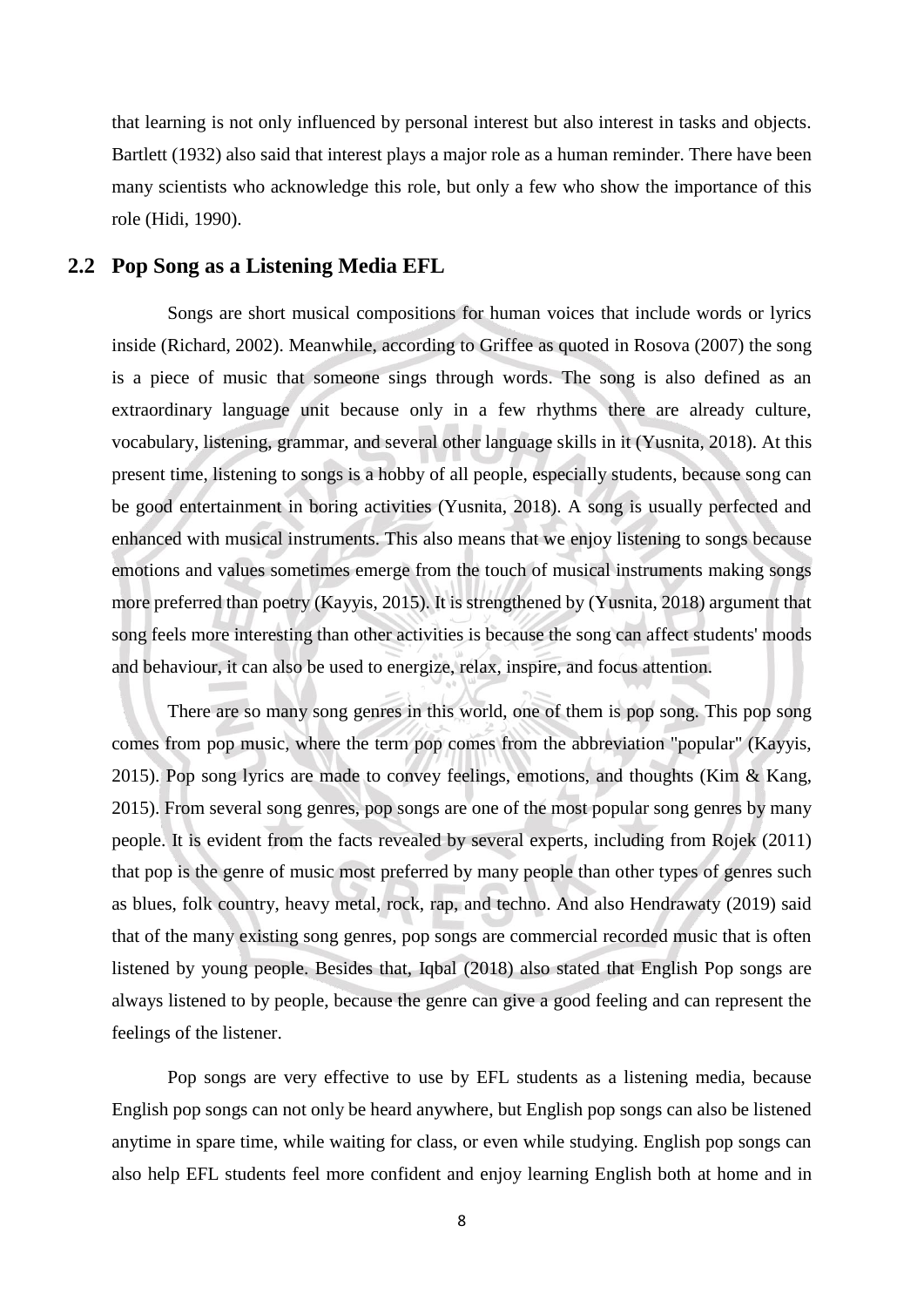that learning is not only influenced by personal interest but also interest in tasks and objects. Bartlett (1932) also said that interest plays a major role as a human reminder. There have been many scientists who acknowledge this role, but only a few who show the importance of this role (Hidi, 1990).

## 2.2 Pop Song as a Listening Media EFL

Songs are short musical compositions for human voices that include words or lyrics inside (Richard, 2002). Meanwhile, according to Griffee as quoted in Rosova (2007) the song is a piece of music that someone sings through words. The song is also defined as an extraordinary language unit because only in a few rhythms there are already culture, vocabulary, listening, grammar, and several other language skills in it (Yusnita, 2018). At this present time, listening to songs is a hobby of all people, especially students, because song can be good entertainment in boring activities (Yusnita, 2018). A song is usually perfected and enhanced with musical instruments. This also means that we enjoy listening to songs because emotions and values sometimes emerge from the touch of musical instruments making songs more preferred than poetry (Kayyis, 2015). It is strengthened by (Yusnita, 2018) argument that song feels more interesting than other activities is because the song can affect students' moods and behaviour, it can also be used to energize, relax, inspire, and focus attention.

There are so many song genres in this world, one of them is pop song. This pop song comes from pop music, where the term pop comes from the abbreviation "popular" (Kayyis, 2015). Pop song lyrics are made to convey feelings, emotions, and thoughts (Kim & Kang, 2015). From several song genres, pop songs are one of the most popular song genres by many people. It is evident from the facts revealed by several experts, including from Rojek (2011) that pop is the genre of music most preferred by many people than other types of genres such as blues, folk country, heavy metal, rock, rap, and techno. And also Hendrawaty (2019) said that of the many existing song genres, pop songs are commercial recorded music that is often listened by young people. Besides that, Iqbal (2018) also stated that English Pop songs are always listened to by people, because the genre can give a good feeling and can represent the feelings of the listener.

Pop songs are very effective to use by EFL students as a listening media, because English pop songs can not only be heard anywhere, but English pop songs can also be listened anytime in spare time, while waiting for class, or even while studying. English pop songs can also help EFL students feel more confident and enjoy learning English both at home and in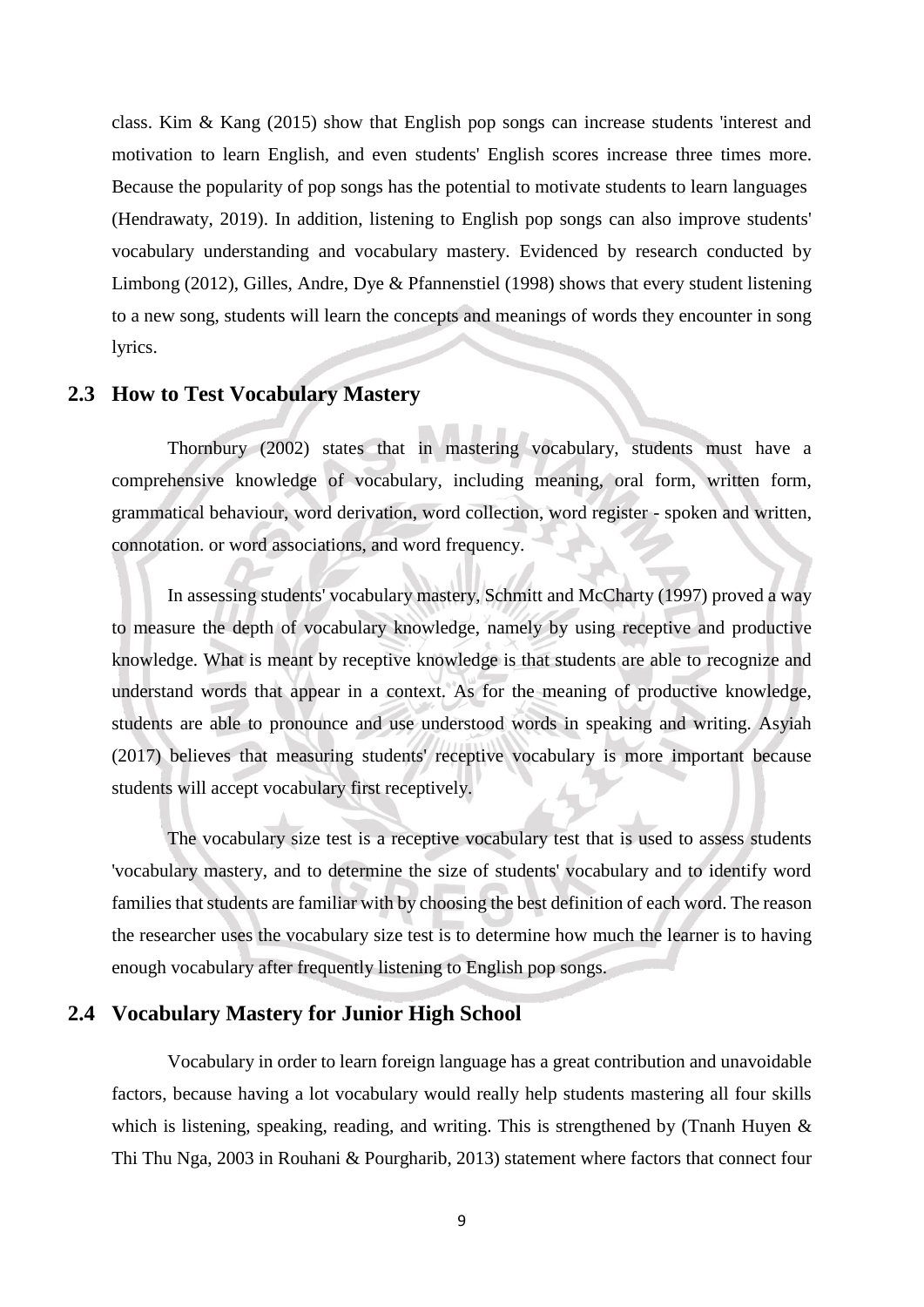class. Kim & Kang (2015) show that English pop songs can increase students 'interest and motivation to learn English, and even students' English scores increase three times more. Because the popularity of pop songs has the potential to motivate students to learn languages (Hendrawaty, 2019). In addition, listening to English pop songs can also improve students' vocabulary understanding and vocabulary mastery. Evidenced by research conducted by Limbong (2012), Gilles, Andre, Dye & Pfannenstiel (1998) shows that every student listening to a new song, students will learn the concepts and meanings of words they encounter in song lyrics.

## 2.3 How to Test Vocabulary Mastery

Thornbury (2002) states that in mastering vocabulary, students must have a comprehensive knowledge of vocabulary, including meaning, oral form, written form, grammatical behaviour, word derivation, word collection, word register - spoken and written, connotation. or word associations, and word frequency.

In assessing students' vocabulary mastery, Schmitt and McCharty (1997) proved a way to measure the depth of vocabulary knowledge, namely by using receptive and productive knowledge. What is meant by receptive knowledge is that students are able to recognize and understand words that appear in a context. As for the meaning of productive knowledge, students are able to pronounce and use understood words in speaking and writing. Asyiah (2017) believes that measuring students' receptive vocabulary is more important because students will accept vocabulary first receptively.

The vocabulary size test is a receptive vocabulary test that is used to assess students 'vocabulary mastery, and to determine the size of students' vocabulary and to identify word families that students are familiar with by choosing the best definition of each word. The reason the researcher uses the vocabulary size test is to determine how much the learner is to having enough vocabulary after frequently listening to English pop songs.

## 2.4 Vocabulary Mastery for Junior High School

Vocabulary in order to learn foreign language has a great contribution and unavoidable factors, because having a lot vocabulary would really help students mastering all four skills which is listening, speaking, reading, and writing. This is strengthened by (Tnanh Huyen & Thi Thu Nga, 2003 in Rouhani & Pourgharib, 2013) statement where factors that connect four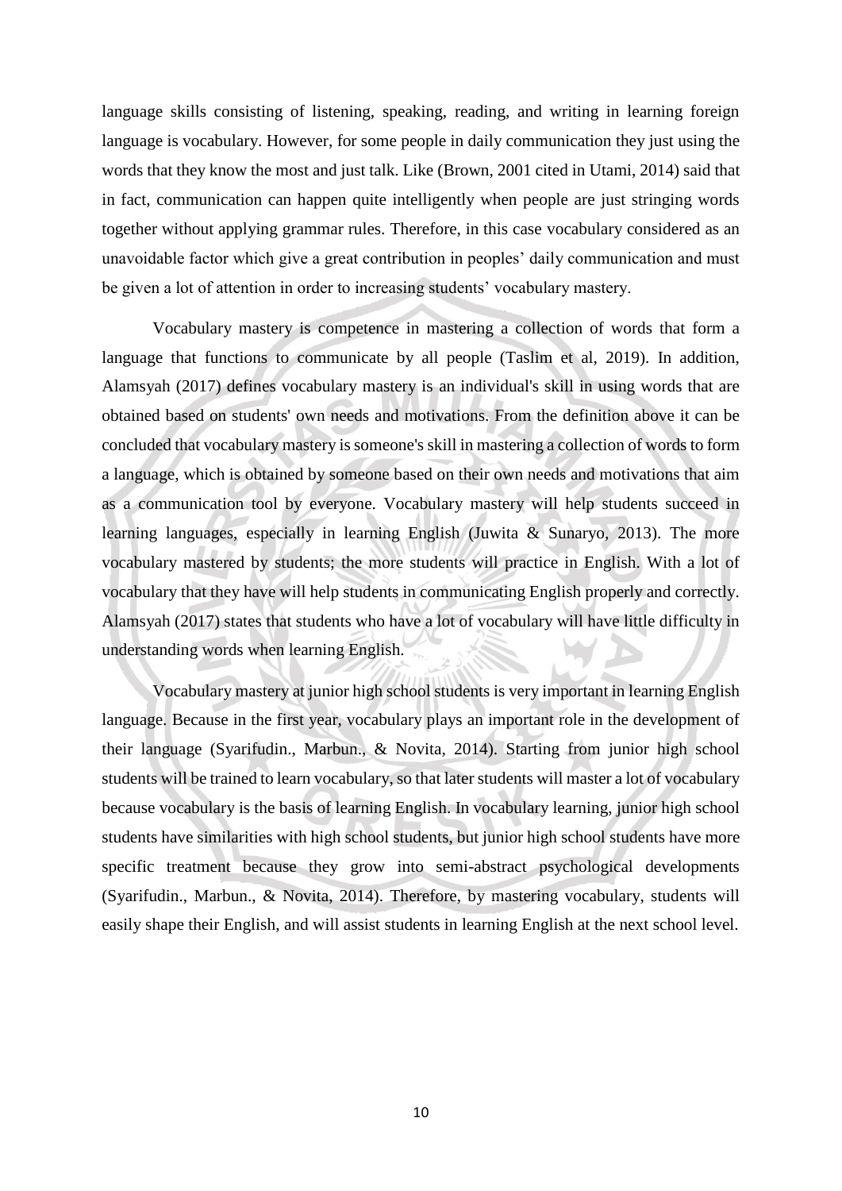language skills consisting of listening, speaking, reading, and writing in learning foreign language is vocabulary. However, for some people in daily communication they just using the words that they know the most and just talk. Like (Brown, 2001 cited in Utami, 2014) said that in fact, communication can happen quite intelligently when people are just stringing words together without applying grammar rules. Therefore, in this case vocabulary considered as an unavoidable factor which give a great contribution in peoples' daily communication and must be given a lot of attention in order to increasing students' vocabulary mastery.

Vocabulary mastery is competence in mastering a collection of words that form a language that functions to communicate by all people (Taslim et al, 2019). In addition, Alamsyah (2017) defines vocabulary mastery is an individual's skill in using words that are obtained based on students' own needs and motivations. From the definition above it can be concluded that vocabulary mastery is someone's skill in mastering a collection of words to form a language, which is obtained by someone based on their own needs and motivations that aim as a communication tool by everyone. Vocabulary mastery will help students succeed in learning languages, especially in learning English (Juwita & Sunaryo, 2013). The more vocabulary mastered by students; the more students will practice in English. With a lot of vocabulary that they have will help students in communicating English properly and correctly. Alamsyah (2017) states that students who have a lot of vocabulary will have little difficulty in understanding words when learning English.

Vocabulary mastery at junior high school students is very important in learning English language. Because in the first year, vocabulary plays an important role in the development of their language (Syarifudin., Marbun., & Novita, 2014). Starting from junior high school students will be trained to learn vocabulary, so that later students will master a lot of vocabulary because vocabulary is the basis of learning English. In vocabulary learning, junior high school students have similarities with high school students, but junior high school students have more specific treatment because they grow into semi-abstract psychological developments (Syarifudin., Marbun., & Novita, 2014). Therefore, by mastering vocabulary, students will easily shape their English, and will assist students in learning English at the next school level.